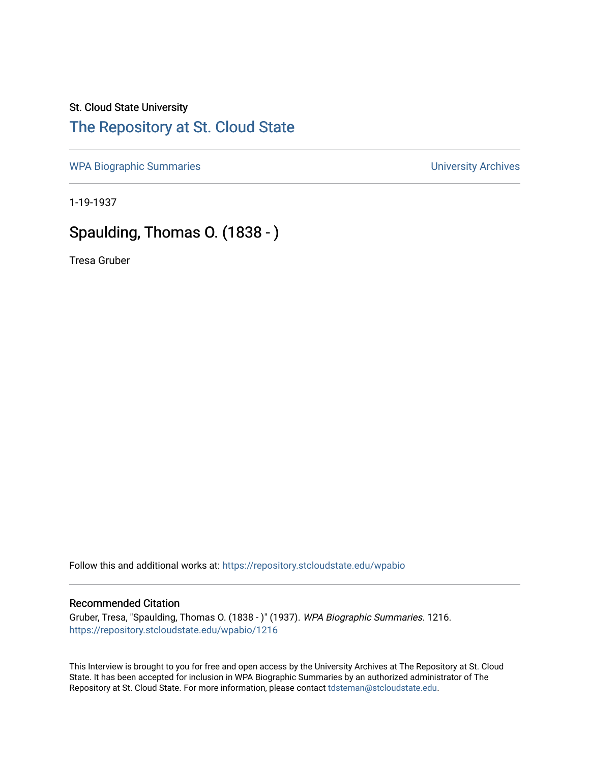St. Cloud State University

# The Repository at St. Cloud State

WPA Biographic Summaries | University Archives

1-19-1937

## Spaulding, Thomas O. (1838 - )

Tresa Gruber

Follow this and additional works at: https://repository.stcloudstate.edu/wpabio

### Recommended Citation

Gruber, Tresa, "Spaulding, Thomas O. (1838 - )" (1937). *WPA Biographic Summaries*. 1216.
https://repository.stcloudstate.edu/wpabio/1216

This Interview is brought to you for free and open access by the University Archives at The Repository at St. Cloud State. It has been accepted for inclusion in WPA Biographic Summaries by an authorized administrator of The Repository at St. Cloud State. For more information, please contact tdsteman@stcloudstate.edu.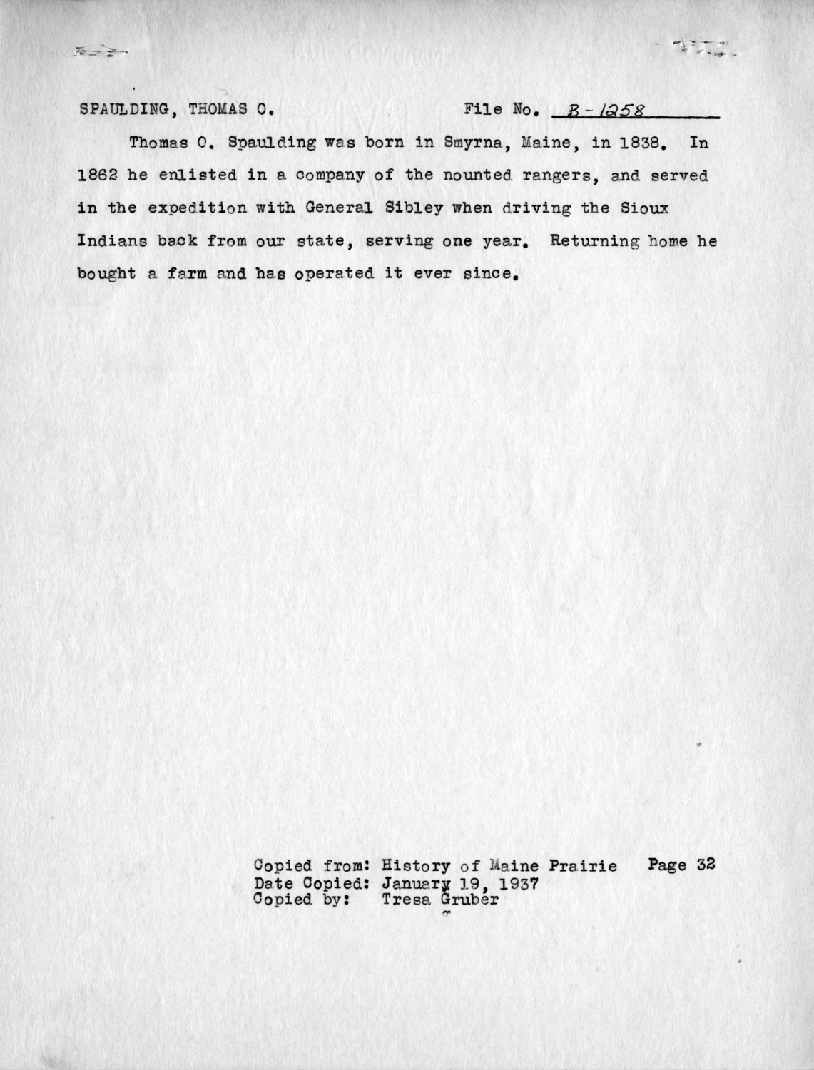SPAULDING, THOMAS O. File No. B-1258

Thomas O. Spaulding was born in Smyrna, Maine, in 1838. In 1862 he enlisted in a company of the nounted rangers, and served in the expedition with General Sibley when driving the Sioux Indians back from our state, serving one year. Returning home he bought a farm and has operated it ever since.

Copied from: History of Maine Prairie Page 32
Date Copied: January 19, 1937
Copied by: Tresa Gruber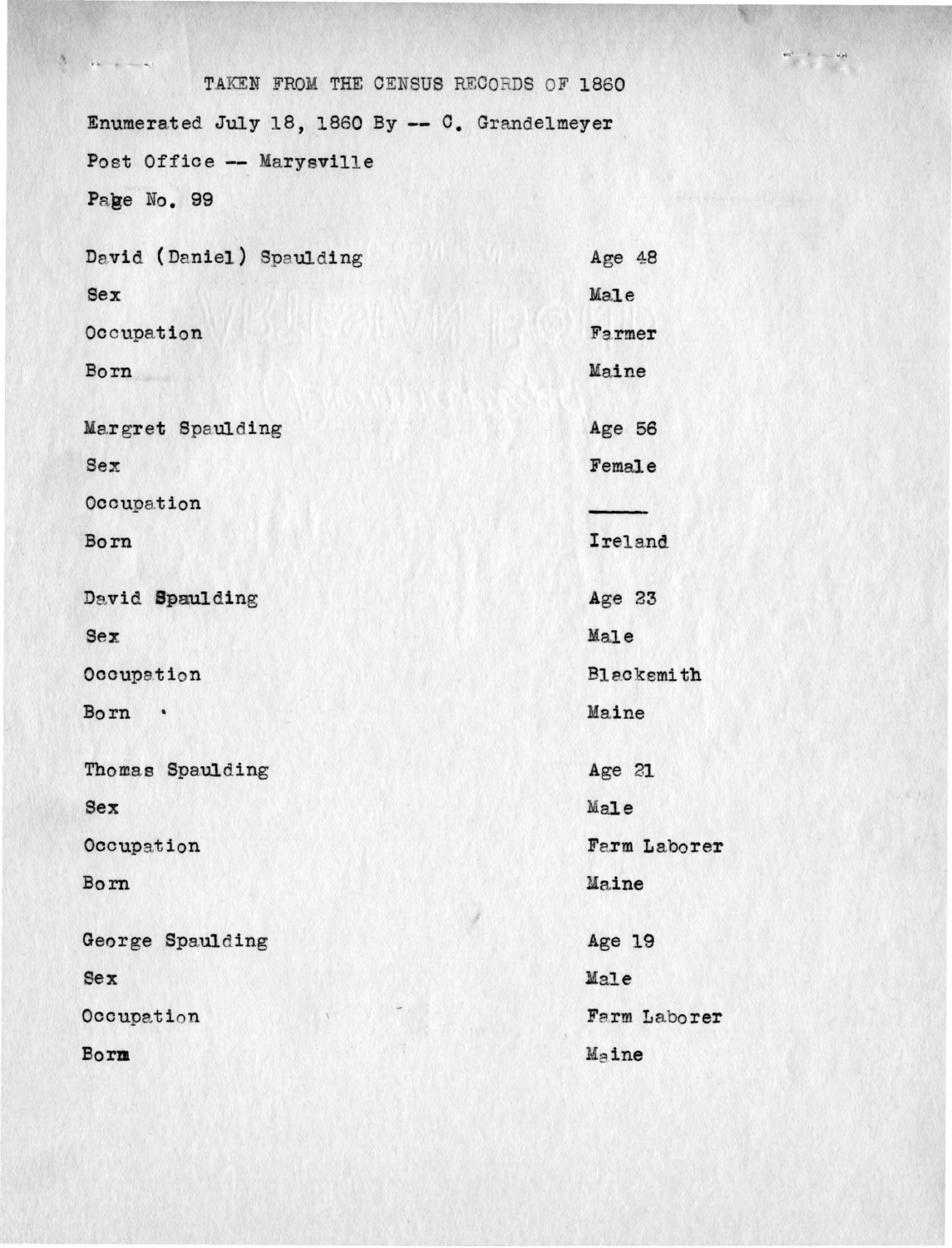TAKEN FROM THE CENSUS RECORDS OF 1860

Enumerated July 18, 1860 By -- C. Grandelmeyer

Post Office -- Marysville

Page No. 99

| | |
|---|---|
| David (Daniel) Spaulding | Age 48 |
| Sex | Male |
| Occupation | Farmer |
| Born | Maine |
| | |
| Margret Spaulding | Age 56 |
| Sex | Female |
| Occupation | ——— |
| Born | Ireland |
| | |
| David Spaulding | Age 23 |
| Sex | Male |
| Occupation | Blacksmith |
| Born | Maine |
| | |
| Thomas Spaulding | Age 21 |
| Sex | Male |
| Occupation | Farm Laborer |
| Born | Maine |
| | |
| George Spaulding | Age 19 |
| Sex | Male |
| Occupation | Farm Laborer |
| Born | Maine |